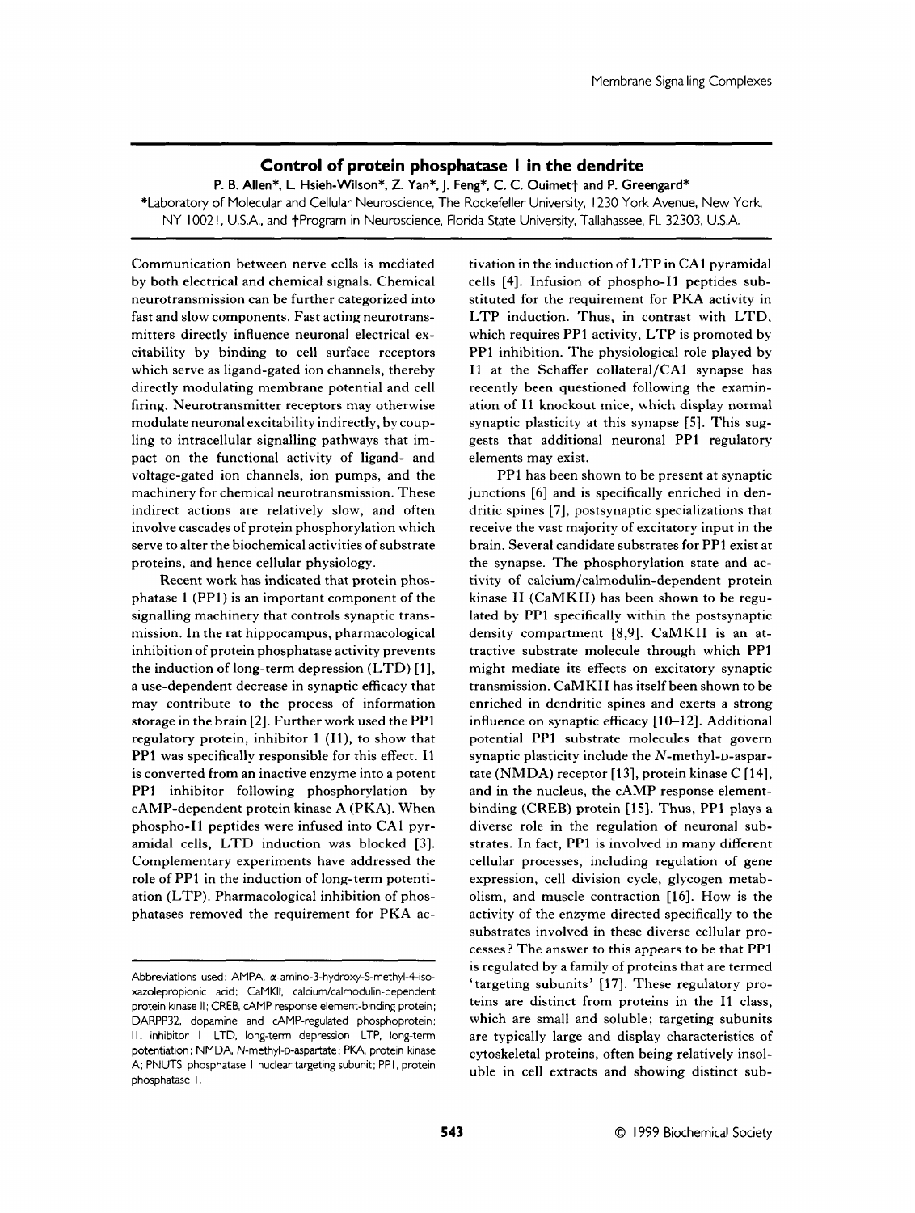# Control of protein phosphatase 1 in the dendrite

P. B. Allen*, L. Hsieh-Wilson*, Z. Yan*, J. Feng*, C. C. Ouimet† and P. Greengard*

*Laboratory of Molecular and Cellular Neuroscience, The Rockefeller University, 1230 York Avenue, New York, NY 10021, U.S.A., and †Program in Neuroscience, Florida State University, Tallahassee, FL 32303, U.S.A.

Communication between nerve cells is mediated by both electrical and chemical signals. Chemical neurotransmission can be further categorized into fast and slow components. Fast acting neurotransmitters directly influence neuronal electrical excitability by binding to cell surface receptors which serve as ligand-gated ion channels, thereby directly modulating membrane potential and cell firing. Neurotransmitter receptors may otherwise modulate neuronal excitability indirectly, by coupling to intracellular signalling pathways that impact on the functional activity of ligand- and voltage-gated ion channels, ion pumps, and the machinery for chemical neurotransmission. These indirect actions are relatively slow, and often involve cascades of protein phosphorylation which serve to alter the biochemical activities of substrate proteins, and hence cellular physiology.

Recent work has indicated that protein phosphatase 1 (PP1) is an important component of the signalling machinery that controls synaptic transmission. In the rat hippocampus, pharmacological inhibition of protein phosphatase activity prevents the induction of long-term depression (LTD) [1], a use-dependent decrease in synaptic efficacy that may contribute to the process of information storage in the brain [2]. Further work used the PP1 regulatory protein, inhibitor 1 (I1), to show that PP1 was specifically responsible for this effect. I1 is converted from an inactive enzyme into a potent PP1 inhibitor following phosphorylation by cAMP-dependent protein kinase A (PKA). When phospho-I1 peptides were infused into CA1 pyramidal cells, LTD induction was blocked [3]. Complementary experiments have addressed the role of PP1 in the induction of long-term potentiation (LTP). Pharmacological inhibition of phosphatases removed the requirement for PKA activation in the induction of LTP in CA1 pyramidal cells [4]. Infusion of phospho-I1 peptides substituted for the requirement for PKA activity in LTP induction. Thus, in contrast with LTD, which requires PP1 activity, LTP is promoted by PP1 inhibition. The physiological role played by I1 at the Schaffer collateral/CA1 synapse has recently been questioned following the examination of I1 knockout mice, which display normal synaptic plasticity at this synapse [5]. This suggests that additional neuronal PP1 regulatory elements may exist.

PP1 has been shown to be present at synaptic junctions [6] and is specifically enriched in dendritic spines [7], postsynaptic specializations that receive the vast majority of excitatory input in the brain. Several candidate substrates for PP1 exist at the synapse. The phosphorylation state and activity of calcium/calmodulin-dependent protein kinase II (CaMKII) has been shown to be regulated by PP1 specifically within the postsynaptic density compartment [8,9]. CaMKII is an attractive substrate molecule through which PP1 might mediate its effects on excitatory synaptic transmission. CaMKII has itself been shown to be enriched in dendritic spines and exerts a strong influence on synaptic efficacy [10–12]. Additional potential PP1 substrate molecules that govern synaptic plasticity include the *N*-methyl-D-aspartate (NMDA) receptor [13], protein kinase C [14], and in the nucleus, the cAMP response element-binding (CREB) protein [15]. Thus, PP1 plays a diverse role in the regulation of neuronal substrates. In fact, PP1 is involved in many different cellular processes, including regulation of gene expression, cell division cycle, glycogen metabolism, and muscle contraction [16]. How is the activity of the enzyme directed specifically to the substrates involved in these diverse cellular processes? The answer to this appears to be that PP1 is regulated by a family of proteins that are termed 'targeting subunits' [17]. These regulatory proteins are distinct from proteins in the I1 class, which are small and soluble; targeting subunits are typically large and display characteristics of cytoskeletal proteins, often being relatively insoluble in cell extracts and showing distinct sub-

Abbreviations used: AMPA, α-amino-3-hydroxy-5-methyl-4-isoxazolepropionic acid; CaMKII, calcium/calmodulin-dependent protein kinase II; CREB, cAMP response element-binding protein; DARPP32, dopamine and cAMP-regulated phosphoprotein; I1, inhibitor 1; LTD, long-term depression; LTP, long-term potentiation; NMDA, *N*-methyl-D-aspartate; PKA, protein kinase A; PNUTS, phosphatase 1 nuclear targeting subunit; PP1, protein phosphatase 1.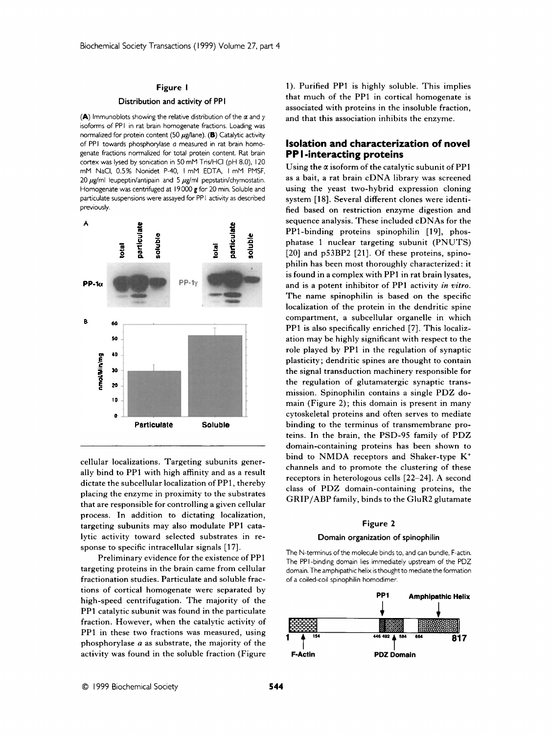**Figure 1**

**Distribution and activity of PP1**

(**A**) Immunoblots showing the relative distribution of the α and γ isoforms of PP1 in rat brain homogenate fractions. Loading was normalized for protein content (50 μg/lane). (**B**) Catalytic activity of PP1 towards phosphorylase *a* measured in rat brain homogenate fractions normalized for total protein content. Rat brain cortex was lysed by sonication in 50 mM Tris/HCl (pH 8.0), 120 mM NaCl, 0.5% Nonidet P-40, 1 mM EDTA, 1 mM PMSF, 20 μg/ml leupeptin/antipain and 5 μg/ml pepstatin/chymostatin. Homogenate was centrifuged at 19000 **g** for 20 min. Soluble and particulate suspensions were assayed for PP1 activity as described previously.

cellular localizations. Targeting subunits generally bind to PP1 with high affinity and as a result dictate the subcellular localization of PP1, thereby placing the enzyme in proximity to the substrates that are responsible for controlling a given cellular process. In addition to dictating localization, targeting subunits may also modulate PP1 catalytic activity toward selected substrates in response to specific intracellular signals [17].

Preliminary evidence for the existence of PP1 targeting proteins in the brain came from cellular fractionation studies. Particulate and soluble fractions of cortical homogenate were separated by high-speed centrifugation. The majority of the PP1 catalytic subunit was found in the particulate fraction. However, when the catalytic activity of PP1 in these two fractions was measured, using phosphorylase *a* as substrate, the majority of the activity was found in the soluble fraction (Figure 1). Purified PP1 is highly soluble. This implies that much of the PP1 in cortical homogenate is associated with proteins in the insoluble fraction, and that this association inhibits the enzyme.

## Isolation and characterization of novel PP1-interacting proteins

Using the α isoform of the catalytic subunit of PP1 as a bait, a rat brain cDNA library was screened using the yeast two-hybrid expression cloning system [18]. Several different clones were identified based on restriction enzyme digestion and sequence analysis. These included cDNAs for the PP1-binding proteins spinophilin [19], phosphatase 1 nuclear targeting subunit (PNUTS) [20] and p53BP2 [21]. Of these proteins, spinophilin has been most thoroughly characterized: it is found in a complex with PP1 in rat brain lysates, and is a potent inhibitor of PP1 activity *in vitro*. The name spinophilin is based on the specific localization of the protein in the dendritic spine compartment, a subcellular organelle in which PP1 is also specifically enriched [7]. This localization may be highly significant with respect to the role played by PP1 in the regulation of synaptic plasticity; dendritic spines are thought to contain the signal transduction machinery responsible for the regulation of glutamatergic synaptic transmission. Spinophilin contains a single PDZ domain (Figure 2); this domain is present in many cytoskeletal proteins and often serves to mediate binding to the terminus of transmembrane proteins. In the brain, the PSD-95 family of PDZ domain-containing proteins has been shown to bind to NMDA receptors and Shaker-type $K^+$ channels and to promote the clustering of these receptors in heterologous cells [22–24]. A second class of PDZ domain-containing proteins, the GRIP/ABP family, binds to the GluR2 glutamate

**Figure 2**

**Domain organization of spinophilin**

The N-terminus of the molecule binds to, and can bundle, F-actin. The PP1-binding domain lies immediately upstream of the PDZ domain. The amphipathic helix is thought to mediate the formation of a coiled-coil spinophilin homodimer.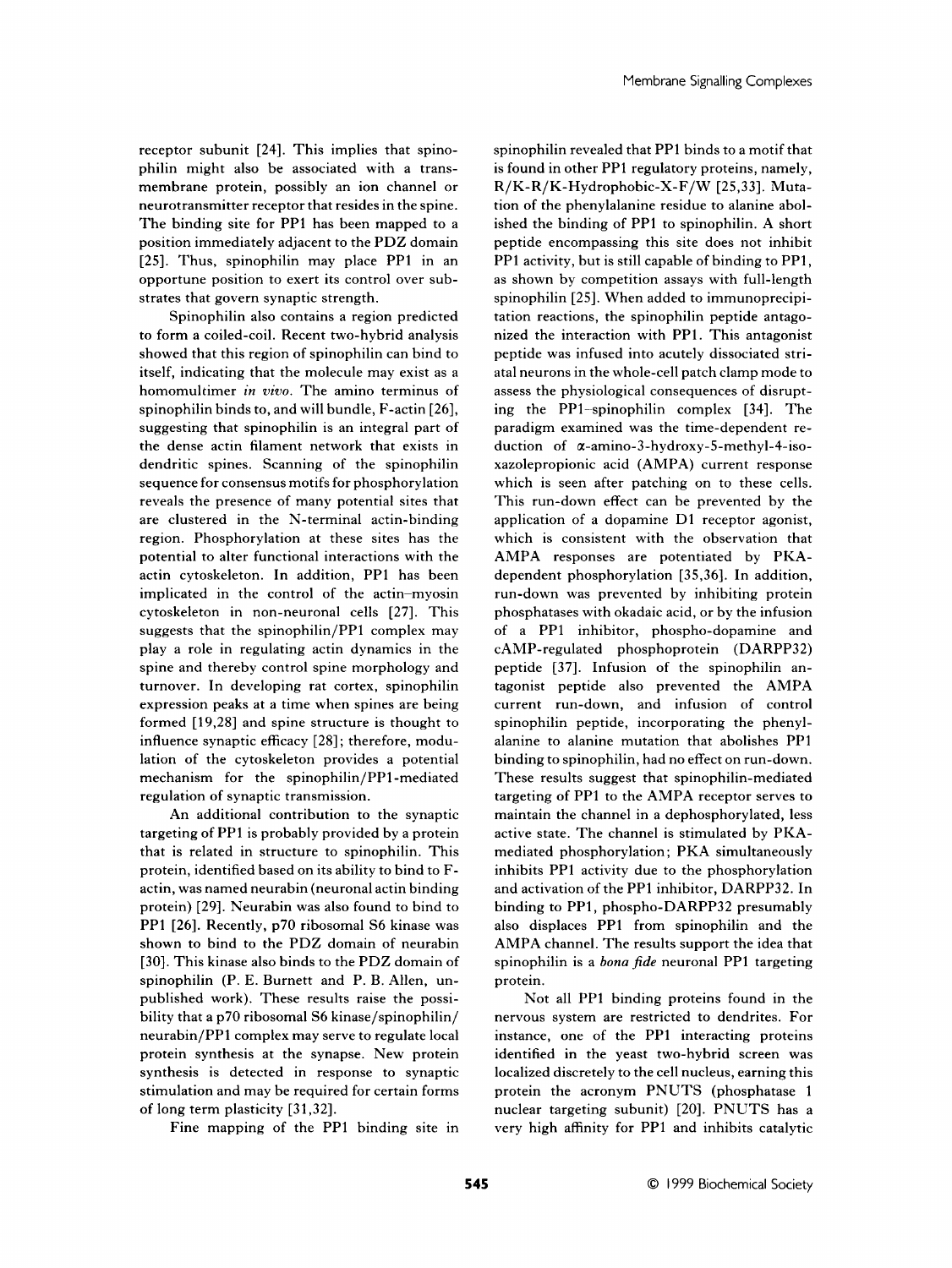receptor subunit [24]. This implies that spinophilin might also be associated with a transmembrane protein, possibly an ion channel or neurotransmitter receptor that resides in the spine. The binding site for PP1 has been mapped to a position immediately adjacent to the PDZ domain [25]. Thus, spinophilin may place PP1 in an opportune position to exert its control over substrates that govern synaptic strength.

Spinophilin also contains a region predicted to form a coiled-coil. Recent two-hybrid analysis showed that this region of spinophilin can bind to itself, indicating that the molecule may exist as a homomultimer *in vivo*. The amino terminus of spinophilin binds to, and will bundle, F-actin [26], suggesting that spinophilin is an integral part of the dense actin filament network that exists in dendritic spines. Scanning of the spinophilin sequence for consensus motifs for phosphorylation reveals the presence of many potential sites that are clustered in the N-terminal actin-binding region. Phosphorylation at these sites has the potential to alter functional interactions with the actin cytoskeleton. In addition, PP1 has been implicated in the control of the actin–myosin cytoskeleton in non-neuronal cells [27]. This suggests that the spinophilin/PP1 complex may play a role in regulating actin dynamics in the spine and thereby control spine morphology and turnover. In developing rat cortex, spinophilin expression peaks at a time when spines are being formed [19,28] and spine structure is thought to influence synaptic efficacy [28]; therefore, modulation of the cytoskeleton provides a potential mechanism for the spinophilin/PP1-mediated regulation of synaptic transmission.

An additional contribution to the synaptic targeting of PP1 is probably provided by a protein that is related in structure to spinophilin. This protein, identified based on its ability to bind to F-actin, was named neurabin (neuronal actin binding protein) [29]. Neurabin was also found to bind to PP1 [26]. Recently, p70 ribosomal S6 kinase was shown to bind to the PDZ domain of neurabin [30]. This kinase also binds to the PDZ domain of spinophilin (P. E. Burnett and P. B. Allen, unpublished work). These results raise the possibility that a p70 ribosomal S6 kinase/spinophilin/neurabin/PP1 complex may serve to regulate local protein synthesis at the synapse. New protein synthesis is detected in response to synaptic stimulation and may be required for certain forms of long term plasticity [31,32].

Fine mapping of the PP1 binding site in spinophilin revealed that PP1 binds to a motif that is found in other PP1 regulatory proteins, namely, R/K-R/K-Hydrophobic-X-F/W [25,33]. Mutation of the phenylalanine residue to alanine abolished the binding of PP1 to spinophilin. A short peptide encompassing this site does not inhibit PP1 activity, but is still capable of binding to PP1, as shown by competition assays with full-length spinophilin [25]. When added to immunoprecipitation reactions, the spinophilin peptide antagonized the interaction with PP1. This antagonist peptide was infused into acutely dissociated striatal neurons in the whole-cell patch clamp mode to assess the physiological consequences of disrupting the PP1–spinophilin complex [34]. The paradigm examined was the time-dependent reduction of α-amino-3-hydroxy-5-methyl-4-isoxazolepropionic acid (AMPA) current response which is seen after patching on to these cells. This run-down effect can be prevented by the application of a dopamine D1 receptor agonist, which is consistent with the observation that AMPA responses are potentiated by PKA-dependent phosphorylation [35,36]. In addition, run-down was prevented by inhibiting protein phosphatases with okadaic acid, or by the infusion of a PP1 inhibitor, phospho-dopamine and cAMP-regulated phosphoprotein (DARPP32) peptide [37]. Infusion of the spinophilin antagonist peptide also prevented the AMPA current run-down, and infusion of control spinophilin peptide, incorporating the phenylalanine to alanine mutation that abolishes PP1 binding to spinophilin, had no effect on run-down. These results suggest that spinophilin-mediated targeting of PP1 to the AMPA receptor serves to maintain the channel in a dephosphorylated, less active state. The channel is stimulated by PKA-mediated phosphorylation; PKA simultaneously inhibits PP1 activity due to the phosphorylation and activation of the PP1 inhibitor, DARPP32. In binding to PP1, phospho-DARPP32 presumably also displaces PP1 from spinophilin and the AMPA channel. The results support the idea that spinophilin is a *bona fide* neuronal PP1 targeting protein.

Not all PP1 binding proteins found in the nervous system are restricted to dendrites. For instance, one of the PP1 interacting proteins identified in the yeast two-hybrid screen was localized discretely to the cell nucleus, earning this protein the acronym PNUTS (phosphatase 1 nuclear targeting subunit) [20]. PNUTS has a very high affinity for PP1 and inhibits catalytic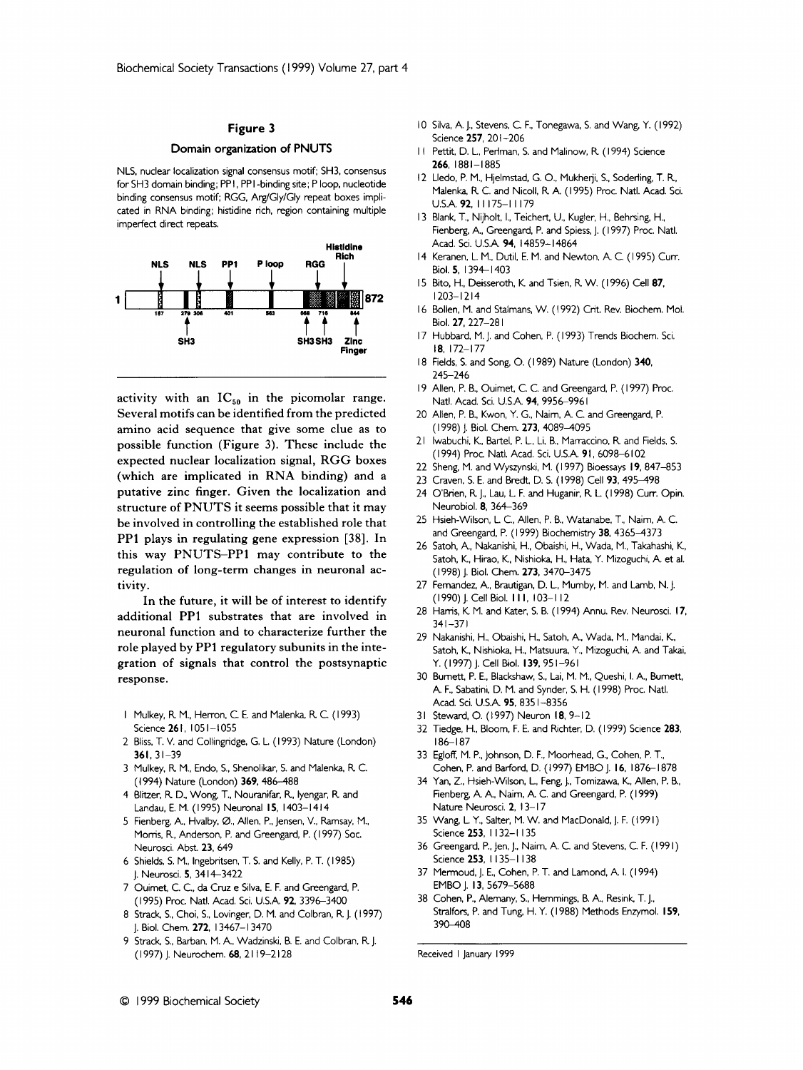**Figure 3**

**Domain organization of PNUTS**

NLS, nuclear localization signal consensus motif; SH3, consensus for SH3 domain binding; PP1, PP1-binding site; P loop, nucleotide binding consensus motif; RGG, Arg/Gly/Gly repeat boxes implicated in RNA binding; histidine rich, region containing multiple imperfect direct repeats.

NLS NLS PP1 P loop RGG Histidine Rich

1 872

157 279 306 401 563 668 716 844

SH3 SH3 SH3 Zinc Finger

activity with an $IC_{50}$ in the picomolar range. Several motifs can be identified from the predicted amino acid sequence that give some clue as to possible function (Figure 3). These include the expected nuclear localization signal, RGG boxes (which are implicated in RNA binding) and a putative zinc finger. Given the localization and structure of PNUTS it seems possible that it may be involved in controlling the established role that PP1 plays in regulating gene expression [38]. In this way PNUTS–PP1 may contribute to the regulation of long-term changes in neuronal activity.

In the future, it will be of interest to identify additional PP1 substrates that are involved in neuronal function and to characterize further the role played by PP1 regulatory subunits in the integration of signals that control the postsynaptic response.

1 Mulkey, R. M., Herron, C. E. and Malenka, R. C. (1993) Science **261**, 1051–1055
2 Bliss, T. V. and Collingridge, G. L. (1993) Nature (London) **361**, 31–39
3 Mulkey, R. M., Endo, S., Shenolikar, S. and Malenka, R. C. (1994) Nature (London) **369**, 486–488
4 Blitzer, R. D., Wong, T., Nouranifar, R., Iyengar, R. and Landau, E. M. (1995) Neuronal **15**, 1403–1414
5 Fienberg, A., Hvalby, Ø., Allen, P., Jensen, V., Ramsay, M., Morris, R., Anderson, P. and Greengard, P. (1997) Soc. Neurosci. Abst. **23**, 649
6 Shields, S. M., Ingebritsen, T. S. and Kelly, P. T. (1985) J. Neurosci. **5**, 3414–3422
7 Ouimet, C. C., da Cruz e Silva, E. F. and Greengard, P. (1995) Proc. Natl. Acad. Sci. U.S.A. **92**, 3396–3400
8 Strack, S., Choi, S., Lovinger, D. M. and Colbran, R. J. (1997) J. Biol. Chem. **272**, 13467–13470
9 Strack, S., Barban, M. A., Wadzinski, B. E. and Colbran, R. J. (1997) J. Neurochem. **68**, 2119–2128
10 Silva, A. J., Stevens, C. F., Tonegawa, S. and Wang, Y. (1992) Science **257**, 201–206
11 Pettit, D. L., Perlman, S. and Malinow, R. (1994) Science **266**, 1881–1885
12 Lledo, P. M., Hjelmstad, G. O., Mukherji, S., Soderling, T. R., Malenka, R. C. and Nicoll, R. A. (1995) Proc. Natl. Acad. Sci. U.S.A. **92**, 11175–11179
13 Blank, T., Nijholt, I., Teichert, U., Kugler, H., Behrsing, H., Fienberg, A., Greengard, P. and Spiess, J. (1997) Proc. Natl. Acad. Sci. U.S.A. **94**, 14859–14864
14 Keranen, L. M., Dutil, E. M. and Newton, A. C. (1995) Curr. Biol. **5**, 1394–1403
15 Bito, H., Deisseroth, K. and Tsien, R. W. (1996) Cell **87**, 1203–1214
16 Bollen, M. and Stalmans, W. (1992) Crit. Rev. Biochem. Mol. Biol. **27**, 227–281
17 Hubbard, M. J. and Cohen, P. (1993) Trends Biochem. Sci. **18**, 172–177
18 Fields, S. and Song, O. (1989) Nature (London) **340**, 245–246
19 Allen, P. B., Ouimet, C. C. and Greengard, P. (1997) Proc. Natl. Acad. Sci. U.S.A. **94**, 9956–9961
20 Allen, P. B., Kwon, Y. G., Nairn, A. C. and Greengard, P. (1998) J. Biol. Chem. **273**, 4089–4095
21 Iwabuchi, K., Bartel, P. L., Li, B., Marraccino, R. and Fields, S. (1994) Proc. Natl. Acad. Sci. U.S.A. **91**, 6098–6102
22 Sheng, M. and Wyszynski, M. (1997) Bioessays **19**, 847–853
23 Craven, S. E. and Bredt, D. S. (1998) Cell **93**, 495–498
24 O'Brien, R. J., Lau, L. F. and Huganir, R. L. (1998) Curr. Opin. Neurobiol. **8**, 364–369
25 Hsieh-Wilson, L. C., Allen, P. B., Watanabe, T., Nairn, A. C. and Greengard, P. (1999) Biochemistry **38**, 4365–4373
26 Satoh, A., Nakanishi, H., Obaishi, H., Wada, M., Takahashi, K., Satoh, K., Hirao, K., Nishioka, H., Hata, Y. Mizoguchi, A. et al. (1998) J. Biol. Chem. **273**, 3470–3475
27 Fernandez, A., Brautigan, D. L., Mumby, M. and Lamb, N. J. (1990) J. Cell Biol. **111**, 103–112
28 Harris, K. M. and Kater, S. B. (1994) Annu. Rev. Neurosci. **17**, 341–371
29 Nakanishi, H., Obaishi, H., Satoh, A., Wada, M., Mandai, K., Satoh, K., Nishioka, H., Matsuura, Y., Mizoguchi, A. and Takai, Y. (1997) J. Cell Biol. **139**, 951–961
30 Burnett, P. E., Blackshaw, S., Lai, M. M., Queshi, I. A., Burnett, A. F., Sabatini, D. M. and Synder, S. H. (1998) Proc. Natl. Acad. Sci. U.S.A. **95**, 8351–8356
31 Steward, O. (1997) Neuron **18**, 9–12
32 Tiedge, H., Bloom, F. E. and Richter, D. (1999) Science **283**, 186–187
33 Egloff, M. P., Johnson, D. F., Moorhead, G., Cohen, P. T., Cohen, P. and Barford, D. (1997) EMBO J. **16**, 1876–1878
34 Yan, Z., Hsieh-Wilson, L., Feng, J., Tomizawa, K., Allen, P. B., Fienberg, A. A., Nairn, A. C. and Greengard, P. (1999) Nature Neurosci. **2**, 13–17
35 Wang, L. Y., Salter, M. W. and MacDonald, J. F. (1991) Science **253**, 1132–1135
36 Greengard, P., Jen, J., Nairn, A. C. and Stevens, C. F. (1991) Science **253**, 1135–1138
37 Mermoud, J. E., Cohen, P. T. and Lamond, A. I. (1994) EMBO J. **13**, 5679–5688
38 Cohen, P., Alemany, S., Hemmings, B. A., Resink, T. J., Stralfors, P. and Tung, H. Y. (1988) Methods Enzymol. **159**, 390–408

Received 1 January 1999